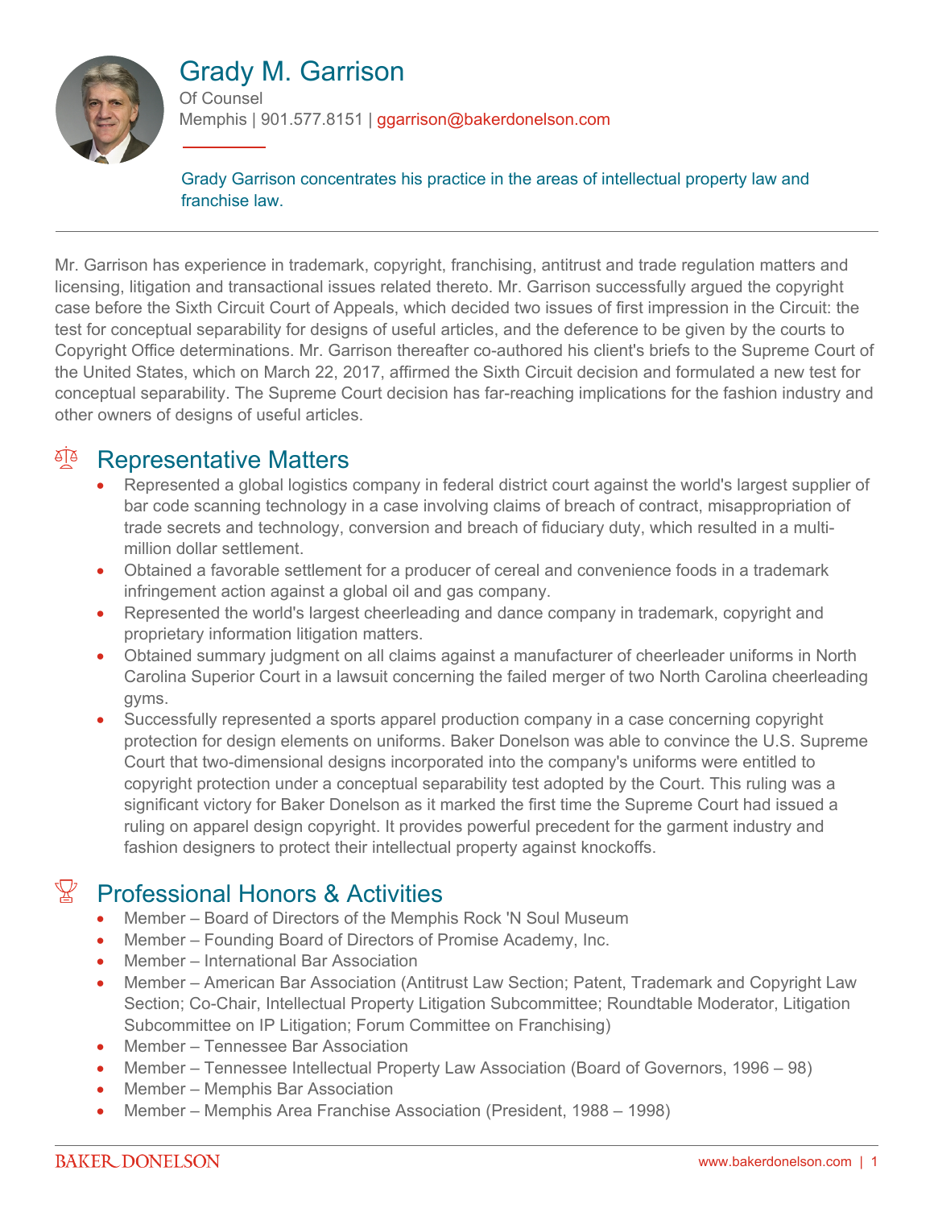# Grady M. Garrison

Of Counsel

Memphis | 901.577.8151 | ggarrison@bakerdonelson.com

Grady Garrison concentrates his practice in the areas of intellectual property law and franchise law.

Mr. Garrison has experience in trademark, copyright, franchising, antitrust and trade regulation matters and licensing, litigation and transactional issues related thereto. Mr. Garrison successfully argued the copyright case before the Sixth Circuit Court of Appeals, which decided two issues of first impression in the Circuit: the test for conceptual separability for designs of useful articles, and the deference to be given by the courts to Copyright Office determinations. Mr. Garrison thereafter co-authored his client's briefs to the Supreme Court of the United States, which on March 22, 2017, affirmed the Sixth Circuit decision and formulated a new test for conceptual separability. The Supreme Court decision has far-reaching implications for the fashion industry and other owners of designs of useful articles.

## Representative Matters

- Represented a global logistics company in federal district court against the world's largest supplier of bar code scanning technology in a case involving claims of breach of contract, misappropriation of trade secrets and technology, conversion and breach of fiduciary duty, which resulted in a multi-million dollar settlement.
- Obtained a favorable settlement for a producer of cereal and convenience foods in a trademark infringement action against a global oil and gas company.
- Represented the world's largest cheerleading and dance company in trademark, copyright and proprietary information litigation matters.
- Obtained summary judgment on all claims against a manufacturer of cheerleader uniforms in North Carolina Superior Court in a lawsuit concerning the failed merger of two North Carolina cheerleading gyms.
- Successfully represented a sports apparel production company in a case concerning copyright protection for design elements on uniforms. Baker Donelson was able to convince the U.S. Supreme Court that two-dimensional designs incorporated into the company's uniforms were entitled to copyright protection under a conceptual separability test adopted by the Court. This ruling was a significant victory for Baker Donelson as it marked the first time the Supreme Court had issued a ruling on apparel design copyright. It provides powerful precedent for the garment industry and fashion designers to protect their intellectual property against knockoffs.

## Professional Honors & Activities

- Member – Board of Directors of the Memphis Rock 'N Soul Museum
- Member – Founding Board of Directors of Promise Academy, Inc.
- Member – International Bar Association
- Member – American Bar Association (Antitrust Law Section; Patent, Trademark and Copyright Law Section; Co-Chair, Intellectual Property Litigation Subcommittee; Roundtable Moderator, Litigation Subcommittee on IP Litigation; Forum Committee on Franchising)
- Member – Tennessee Bar Association
- Member – Tennessee Intellectual Property Law Association (Board of Governors, 1996 – 98)
- Member – Memphis Bar Association
- Member – Memphis Area Franchise Association (President, 1988 – 1998)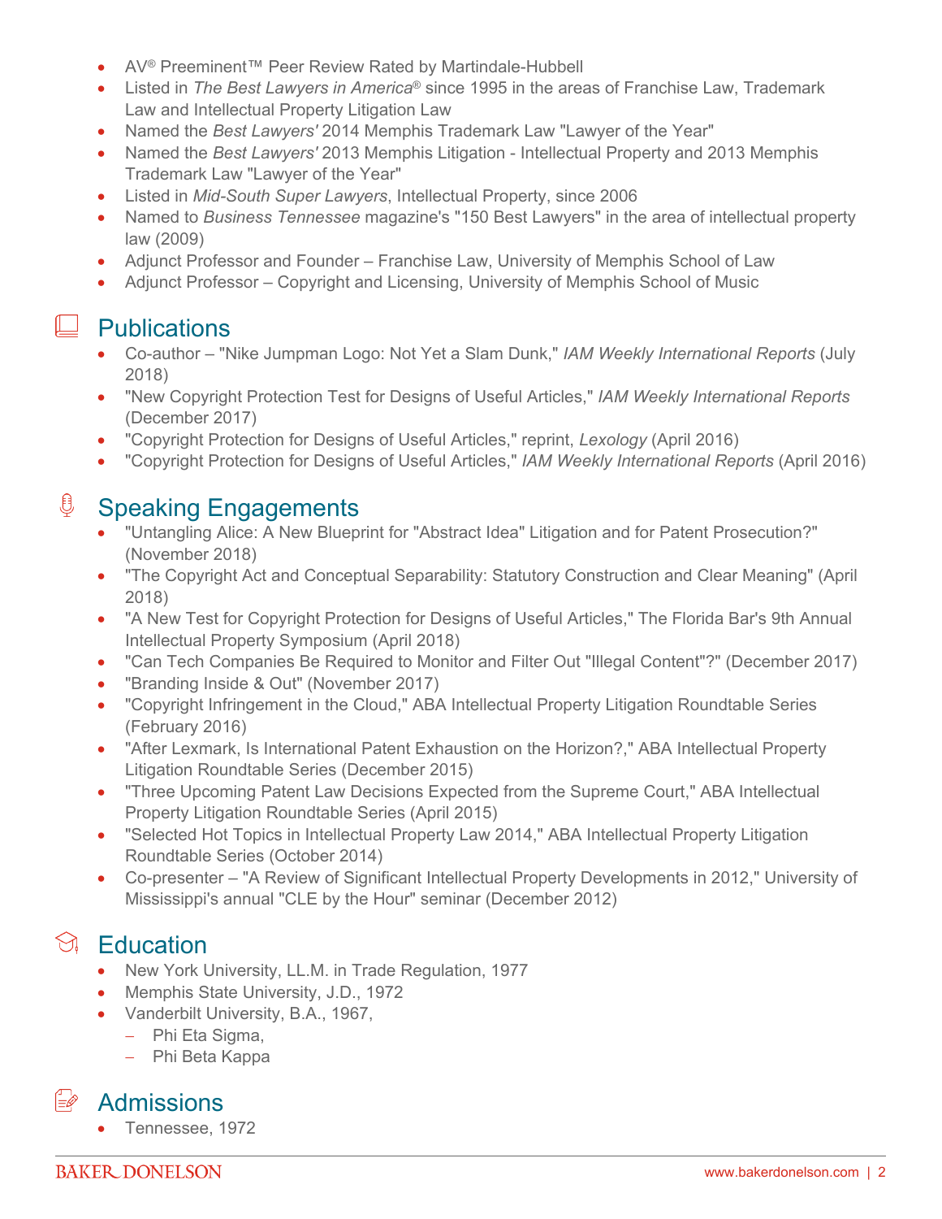- AV® Preeminent™ Peer Review Rated by Martindale-Hubbell
- Listed in *The Best Lawyers in America*® since 1995 in the areas of Franchise Law, Trademark Law and Intellectual Property Litigation Law
- Named the *Best Lawyers'* 2014 Memphis Trademark Law "Lawyer of the Year"
- Named the *Best Lawyers'* 2013 Memphis Litigation - Intellectual Property and 2013 Memphis Trademark Law "Lawyer of the Year"
- Listed in *Mid-South Super Lawyers*, Intellectual Property, since 2006
- Named to *Business Tennessee* magazine's "150 Best Lawyers" in the area of intellectual property law (2009)
- Adjunct Professor and Founder – Franchise Law, University of Memphis School of Law
- Adjunct Professor – Copyright and Licensing, University of Memphis School of Music

## Publications

- Co-author – "Nike Jumpman Logo: Not Yet a Slam Dunk," *IAM Weekly International Reports* (July 2018)
- "New Copyright Protection Test for Designs of Useful Articles," *IAM Weekly International Reports* (December 2017)
- "Copyright Protection for Designs of Useful Articles," reprint, *Lexology* (April 2016)
- "Copyright Protection for Designs of Useful Articles," *IAM Weekly International Reports* (April 2016)

## Speaking Engagements

- "Untangling Alice: A New Blueprint for "Abstract Idea" Litigation and for Patent Prosecution?" (November 2018)
- "The Copyright Act and Conceptual Separability: Statutory Construction and Clear Meaning" (April 2018)
- "A New Test for Copyright Protection for Designs of Useful Articles," The Florida Bar's 9th Annual Intellectual Property Symposium (April 2018)
- "Can Tech Companies Be Required to Monitor and Filter Out "Illegal Content"?" (December 2017)
- "Branding Inside & Out" (November 2017)
- "Copyright Infringement in the Cloud," ABA Intellectual Property Litigation Roundtable Series (February 2016)
- "After Lexmark, Is International Patent Exhaustion on the Horizon?," ABA Intellectual Property Litigation Roundtable Series (December 2015)
- "Three Upcoming Patent Law Decisions Expected from the Supreme Court," ABA Intellectual Property Litigation Roundtable Series (April 2015)
- "Selected Hot Topics in Intellectual Property Law 2014," ABA Intellectual Property Litigation Roundtable Series (October 2014)
- Co-presenter – "A Review of Significant Intellectual Property Developments in 2012," University of Mississippi's annual "CLE by the Hour" seminar (December 2012)

## Education

- New York University, LL.M. in Trade Regulation, 1977
- Memphis State University, J.D., 1972
- Vanderbilt University, B.A., 1967,
  - Phi Eta Sigma,
  - Phi Beta Kappa

## Admissions

- Tennessee, 1972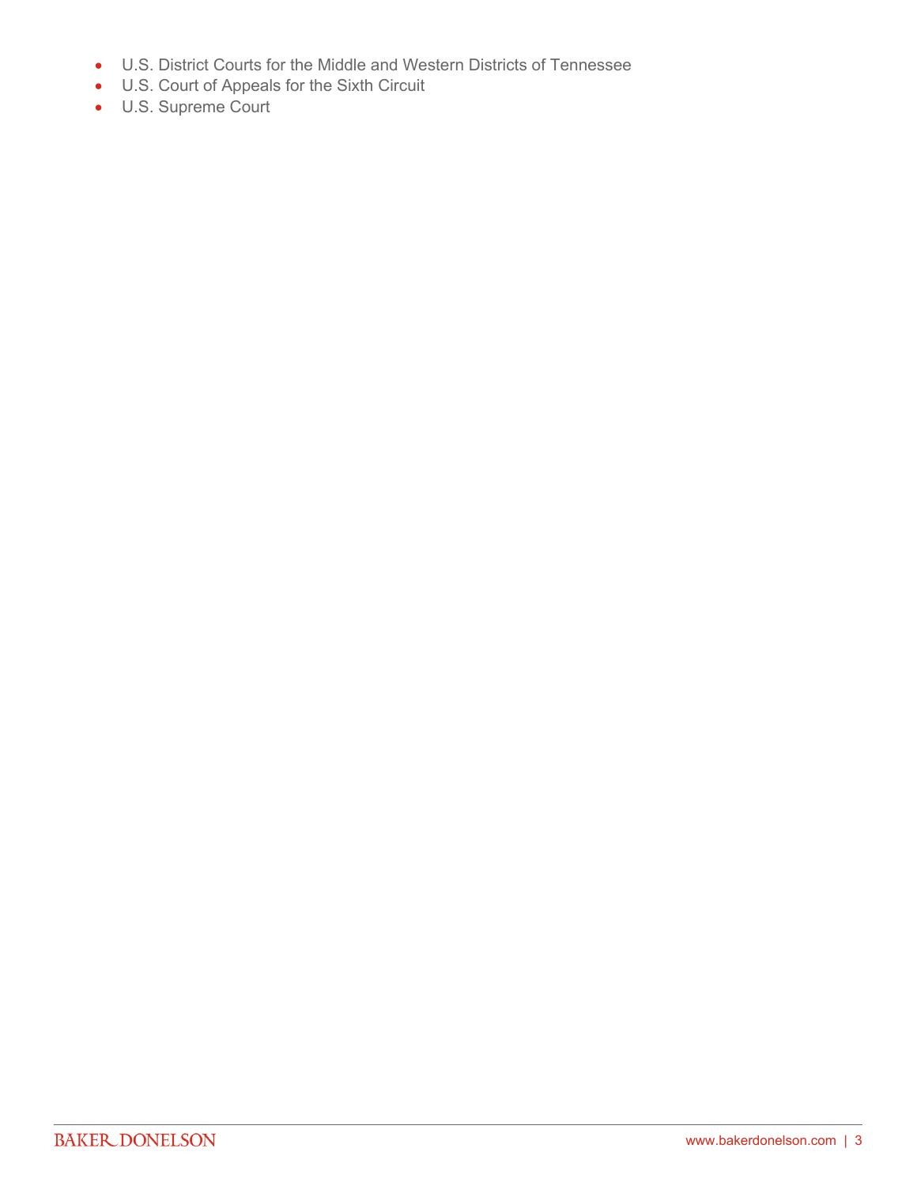- U.S. District Courts for the Middle and Western Districts of Tennessee
- U.S. Court of Appeals for the Sixth Circuit
- U.S. Supreme Court